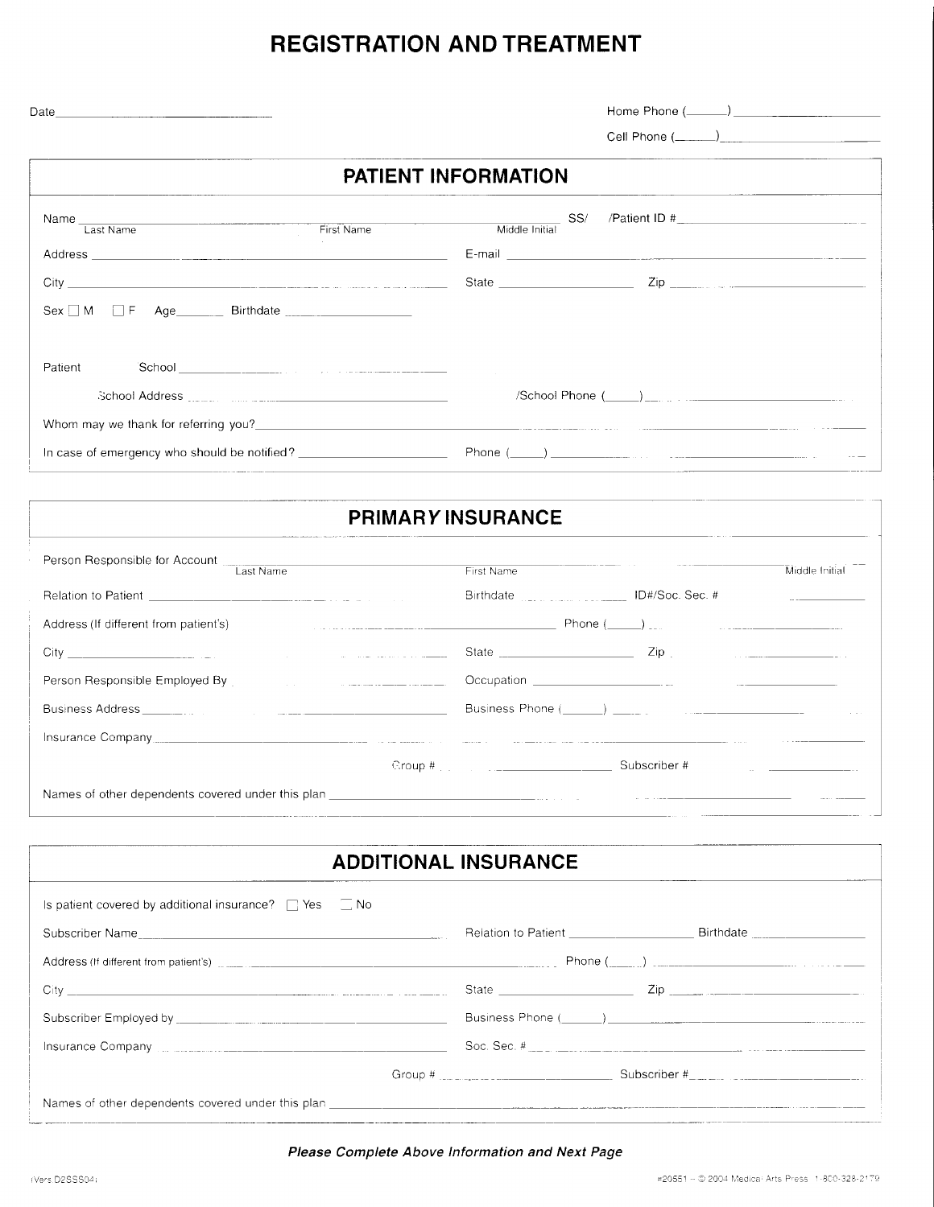# REGISTRATION AND TREATMENT

Date ______________________

Home Phone (______) ______________________

Cell Phone (______) ______________________

## PATIENT INFORMATION

Name ______________________ ______________________ ______________________ SS/ /Patient ID # ______________________
Last Name First Name Middle Initial

Address ______________________ E-mail ______________________

City ______________________ State ______________________ Zip ______________________

Sex ☐ M ☐ F Age _______ Birthdate ______________________

Patient School ______________________

School Address ______________________ /School Phone (______) ______________________

Whom may we thank for referring you? ______________________

In case of emergency who should be notified? ______________________ Phone (______) ______________________

## PRIMARY INSURANCE

Person Responsible for Account ______________________ ______________________ ______________________
Last Name First Name Middle Initial

Relation to Patient ______________________ Birthdate ______________ ID#/Soc. Sec. # ______________

Address (If different from patient's) ______________________ Phone (______) ______________

City ______________________ State ______________________ Zip ______________________

Person Responsible Employed By ______________________ Occupation ______________________

Business Address ______________________ Business Phone (______) ______________________

Insurance Company ______________________

Group # ______________________ Subscriber # ______________________

Names of other dependents covered under this plan ______________________

## ADDITIONAL INSURANCE

Is patient covered by additional insurance? ☐ Yes ☐ No

Subscriber Name ______________________ Relation to Patient ______________ Birthdate ______________

Address (If different from patient's) ______________________ Phone (______) ______________________

City ______________________ State ______________________ Zip ______________________

Subscriber Employed by ______________________ Business Phone (______) ______________________

Insurance Company ______________________ Soc. Sec. # ______________________

Group # ______________________ Subscriber # ______________________

Names of other dependents covered under this plan ______________________

***Please Complete Above Information and Next Page***

(Vers D2SS04) #20551 -- © 2004 Medical Arts Press 1-800-328-2179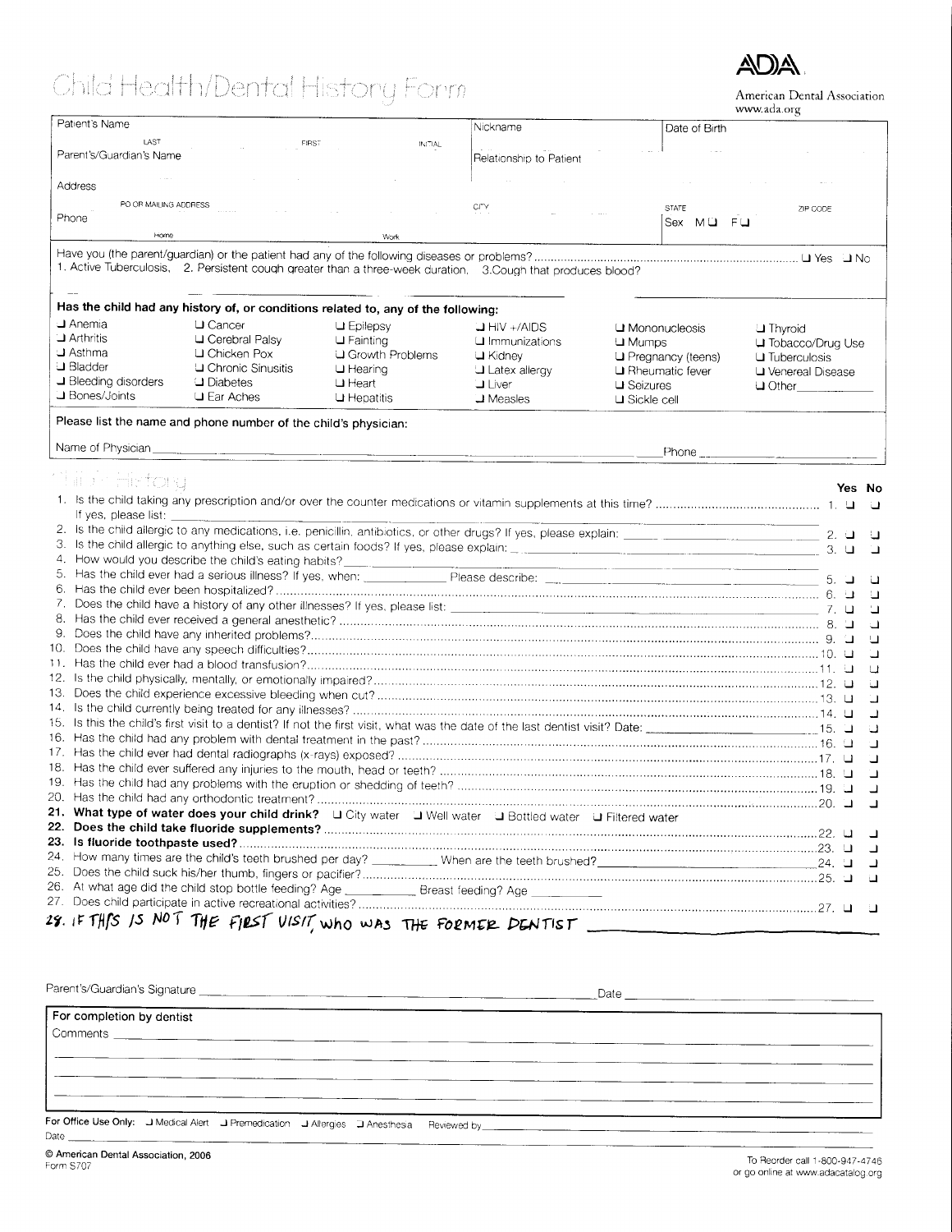# Child Health/Dental History Form

**ADA** American Dental Association
www.ada.org

| Patient's Name LAST FIRST INITIAL | Nickname | Date of Birth |
|---|---|---|
| Parent's/Guardian's Name | Relationship to Patient | |
| Address PO OR MAILING ADDRESS | CITY | STATE ZIP CODE |
| Phone Home Work | | Sex M ❑ F ❑ |

Have you (the parent/guardian) or the patient had any of the following diseases or problems? ❑ Yes ❑ No
1. Active Tuberculosis, 2. Persistent cough greater than a three-week duration, 3.Cough that produces blood?

**Has the child had any history of, or conditions related to, any of the following:**

| | | | | | |
|---|---|---|---|---|---|
| ❑ Anemia | ❑ Cancer | ❑ Epilepsy | ❑ HIV +/AIDS | ❑ Mononucleosis | ❑ Thyroid |
| ❑ Arthritis | ❑ Cerebral Palsy | ❑ Fainting | ❑ Immunizations | ❑ Mumps | ❑ Tobacco/Drug Use |
| ❑ Asthma | ❑ Chicken Pox | ❑ Growth Problems | ❑ Kidney | ❑ Pregnancy (teens) | ❑ Tuberculosis |
| ❑ Bladder | ❑ Chronic Sinusitis | ❑ Hearing | ❑ Latex allergy | ❑ Rheumatic fever | ❑ Venereal Disease |
| ❑ Bleeding disorders | ❑ Diabetes | ❑ Heart | ❑ Liver | ❑ Seizures | ❑ Other\_\_\_\_\_\_\_\_ |
| ❑ Bones/Joints | ❑ Ear Aches | ❑ Hepatitis | ❑ Measles | ❑ Sickle cell | |

**Please list the name and phone number of the child's physician:**

Name of Physician \_\_\_\_\_\_\_\_\_\_\_\_\_\_\_\_\_\_\_\_ Phone \_\_\_\_\_\_\_\_\_\_\_\_

## Child History

| | Yes | No |
|---|---|---|
| 1. Is the child taking any prescription and/or over the counter medications or vitamin supplements at this time? If yes, please list: | ❑ | ❑ |
| 2. Is the child allergic to any medications, i.e. penicillin, antibiotics, or other drugs? If yes, please explain: | ❑ | ❑ |
| 3. Is the child allergic to anything else, such as certain foods? If yes, please explain: | ❑ | ❑ |
| 4. How would you describe the child's eating habits? | | |
| 5. Has the child ever had a serious illness? If yes, when: \_\_\_\_\_\_ Please describe: | ❑ | ❑ |
| 6. Has the child ever been hospitalized? | ❑ | ❑ |
| 7. Does the child have a history of any other illnesses? If yes, please list: | ❑ | ❑ |
| 8. Has the child ever received a general anesthetic? | ❑ | ❑ |
| 9. Does the child have any inherited problems? | ❑ | ❑ |
| 10. Does the child have any speech difficulties? | ❑ | ❑ |
| 11. Has the child ever had a blood transfusion? | ❑ | ❑ |
| 12. Is the child physically, mentally, or emotionally impaired? | ❑ | ❑ |
| 13. Does the child experience excessive bleeding when cut? | ❑ | ❑ |
| 14. Is the child currently being treated for any illnesses? | ❑ | ❑ |
| 15. Is this the child's first visit to a dentist? If not the first visit, what was the date of the last dentist visit? Date: | ❑ | ❑ |
| 16. Has the child had any problem with dental treatment in the past? | ❑ | ❑ |
| 17. Has the child ever had dental radiographs (x-rays) exposed? | ❑ | ❑ |
| 18. Has the child ever suffered any injuries to the mouth, head or teeth? | ❑ | ❑ |
| 19. Has the child had any problems with the eruption or shedding of teeth? | ❑ | ❑ |
| 20. Has the child had any orthodontic treatment? | ❑ | ❑ |
| **21. What type of water does your child drink?** ❑ City water ❑ Well water ❑ Bottled water ❑ Filtered water | | |
| **22. Does the child take fluoride supplements?** | ❑ | ❑ |
| **23. Is fluoride toothpaste used?** | ❑ | ❑ |
| 24. How many times are the child's teeth brushed per day? \_\_\_\_\_\_ When are the teeth brushed? | ❑ | ❑ |
| 25. Does the child suck his/her thumb, fingers or pacifier? | ❑ | ❑ |
| 26. At what age did the child stop bottle feeding? Age \_\_\_\_\_\_ Breast feeding? Age \_\_\_\_\_\_ | | |
| 27. Does child participate in active recreational activities? | ❑ | ❑ |
| 28. IF THIS IS NOT THE FIRST VISIT, WHO WAS THE FORMER DENTIST \_\_\_\_\_\_\_\_\_\_ | | |

Parent's/Guardian's Signature \_\_\_\_\_\_\_\_\_\_\_\_\_\_\_\_\_\_\_\_ Date \_\_\_\_\_\_\_\_\_\_

**For completion by dentist**

Comments \_\_\_\_\_\_\_\_\_\_\_\_\_\_\_\_\_\_\_\_

**For Office Use Only:** ❑ Medical Alert ❑ Premedication ❑ Allergies ❑ Anesthesia Reviewed by \_\_\_\_\_\_\_\_\_\_

Date \_\_\_\_\_\_

© American Dental Association, 2006
Form S707

To Reorder call 1-800-947-4746 or go online at www.adacatalog.org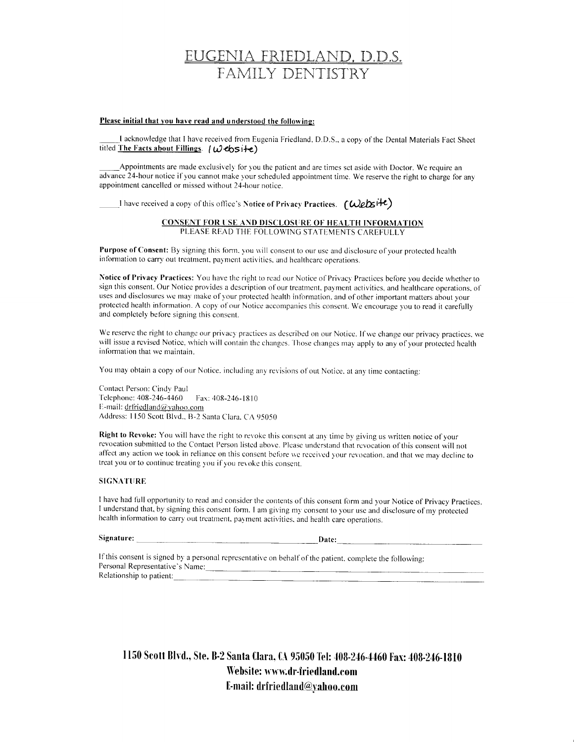# EUGENIA FRIEDLAND, D.D.S.
## FAMILY DENTISTRY

**Please initial that you have read and understood the following:**

_____I acknowledge that I have received from Eugenia Friedland, D.D.S., a copy of the Dental Materials Fact Sheet titled **The Facts about Fillings**. (Website)

_____Appointments are made exclusively for you the patient and are times set aside with Doctor. We require an advance 24-hour notice if you cannot make your scheduled appointment time. We reserve the right to charge for any appointment cancelled or missed without 24-hour notice.

_____I have received a copy of this office's **Notice of Privacy Practices**. (Website)

### CONSENT FOR USE AND DISCLOSURE OF HEALTH INFORMATION
PLEASE READ THE FOLLOWING STATEMENTS CAREFULLY

**Purpose of Consent:** By signing this form, you will consent to our use and disclosure of your protected health information to carry out treatment, payment activities, and healthcare operations.

**Notice of Privacy Practices:** You have the right to read our Notice of Privacy Practices before you decide whether to sign this consent. Our Notice provides a description of our treatment, payment activities, and healthcare operations, of uses and disclosures we may make of your protected health information, and of other important matters about your protected health information. A copy of our Notice accompanies this consent. We encourage you to read it carefully and completely before signing this consent.

We reserve the right to change our privacy practices as described on our Notice. If we change our privacy practices, we will issue a revised Notice, which will contain the changes. Those changes may apply to any of your protected health information that we maintain.

You may obtain a copy of our Notice, including any revisions of out Notice, at any time contacting:

Contact Person: Cindy Paul
Telephone: 408-246-4460 Fax: 408-246-1810
E-mail: drfriedland@yahoo.com
Address: 1150 Scott Blvd., B-2 Santa Clara, CA 95050

**Right to Revoke:** You will have the right to revoke this consent at any time by giving us written notice of your revocation submitted to the Contact Person listed above. Please understand that revocation of this consent will not affect any action we took in reliance on this consent before we received your revocation, and that we may decline to treat you or to continue treating you if you revoke this consent.

**SIGNATURE**

I have had full opportunity to read and consider the contents of this consent form and your Notice of Privacy Practices. I understand that, by signing this consent form, I am giving my consent to your use and disclosure of my protected health information to carry out treatment, payment activities, and health care operations.

**Signature:** ______________________________ **Date:** ____________________

If this consent is signed by a personal representative on behalf of the patient, complete the following:
Personal Representative's Name: ______________________________
Relationship to patient: ______________________________

**1150 Scott Blvd., Ste. B-2 Santa Clara, CA 95050 Tel: 408-246-4460 Fax: 408-246-1810**
**Website: www.dr-friedland.com**
**E-mail: drfriedland@yahoo.com**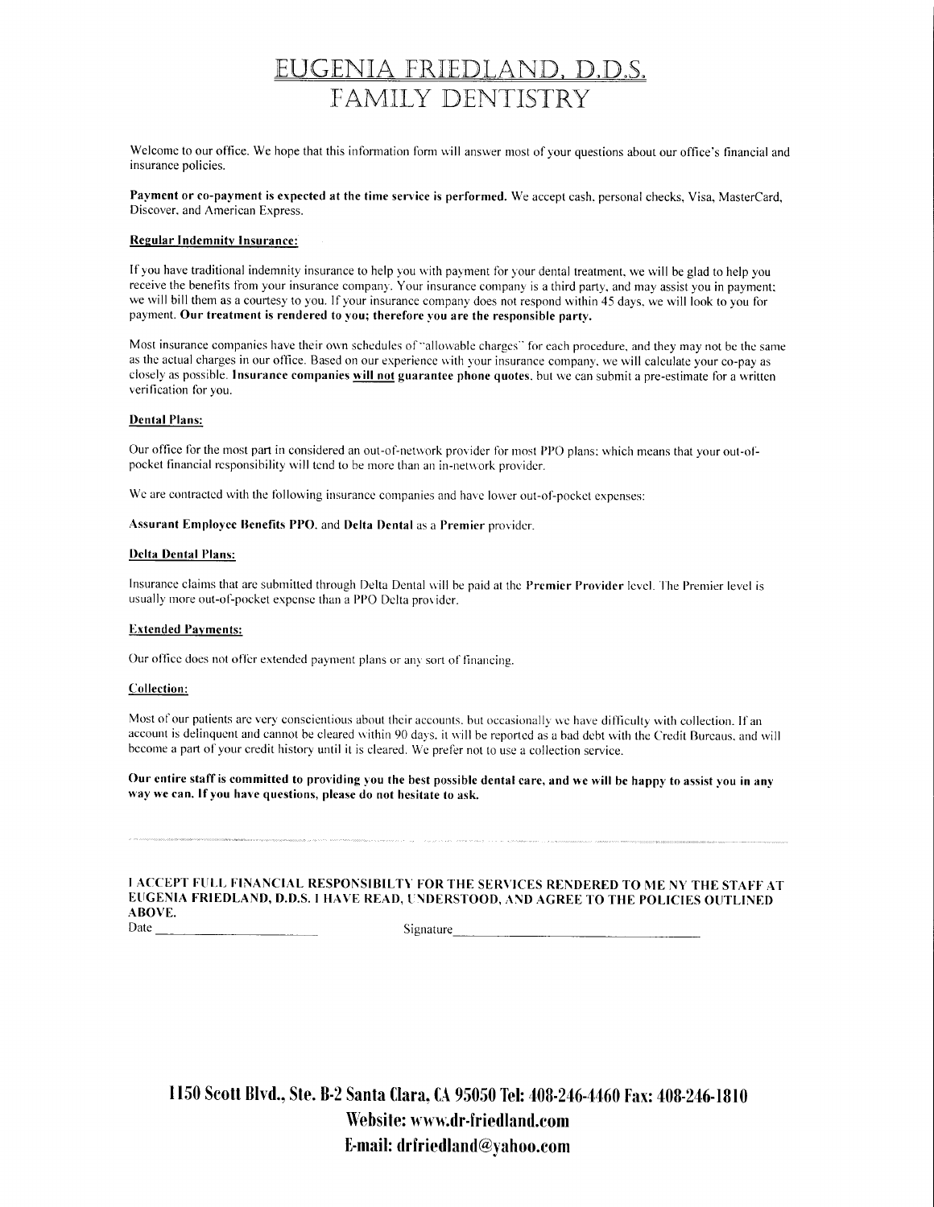# EUGENIA FRIEDLAND, D.D.S.
# FAMILY DENTISTRY

Welcome to our office. We hope that this information form will answer most of your questions about our office's financial and insurance policies.

**Payment or co-payment is expected at the time service is performed.** We accept cash, personal checks, Visa, MasterCard, Discover, and American Express.

**Regular Indemnity Insurance:**

If you have traditional indemnity insurance to help you with payment for your dental treatment, we will be glad to help you receive the benefits from your insurance company. Your insurance company is a third party, and may assist you in payment; we will bill them as a courtesy to you. If your insurance company does not respond within 45 days, we will look to you for payment. **Our treatment is rendered to you; therefore you are the responsible party.**

Most insurance companies have their own schedules of "allowable charges" for each procedure, and they may not be the same as the actual charges in our office. Based on our experience with your insurance company, we will calculate your co-pay as closely as possible. **Insurance companies will not guarantee phone quotes**, but we can submit a pre-estimate for a written verification for you.

**Dental Plans:**

Our office for the most part in considered an out-of-network provider for most PPO plans; which means that your out-of-pocket financial responsibility will tend to be more than an in-network provider.

We are contracted with the following insurance companies and have lower out-of-pocket expenses:

**Assurant Employee Benefits PPO**, and **Delta Dental** as a **Premier** provider.

**Delta Dental Plans:**

Insurance claims that are submitted through Delta Dental will be paid at the **Premier Provider** level. The Premier level is usually more out-of-pocket expense than a PPO Delta provider.

**Extended Payments:**

Our office does not offer extended payment plans or any sort of financing.

**Collection:**

Most of our patients are very conscientious about their accounts, but occasionally we have difficulty with collection. If an account is delinquent and cannot be cleared within 90 days, it will be reported as a bad debt with the Credit Bureaus, and will become a part of your credit history until it is cleared. We prefer not to use a collection service.

**Our entire staff is committed to providing you the best possible dental care, and we will be happy to assist you in any way we can. If you have questions, please do not hesitate to ask.**

---

**I ACCEPT FULL FINANCIAL RESPONSIBILTY FOR THE SERVICES RENDERED TO ME NY THE STAFF AT EUGENIA FRIEDLAND, D.D.S. I HAVE READ, UNDERSTOOD, AND AGREE TO THE POLICIES OUTLINED ABOVE.**

Date ____________________ Signature ______________________________

**1150 Scott Blvd., Ste. B-2 Santa Clara, CA 95050 Tel: 408-246-4460 Fax: 408-246-1810**
**Website: www.dr-friedland.com**
**E-mail: drfriedland@yahoo.com**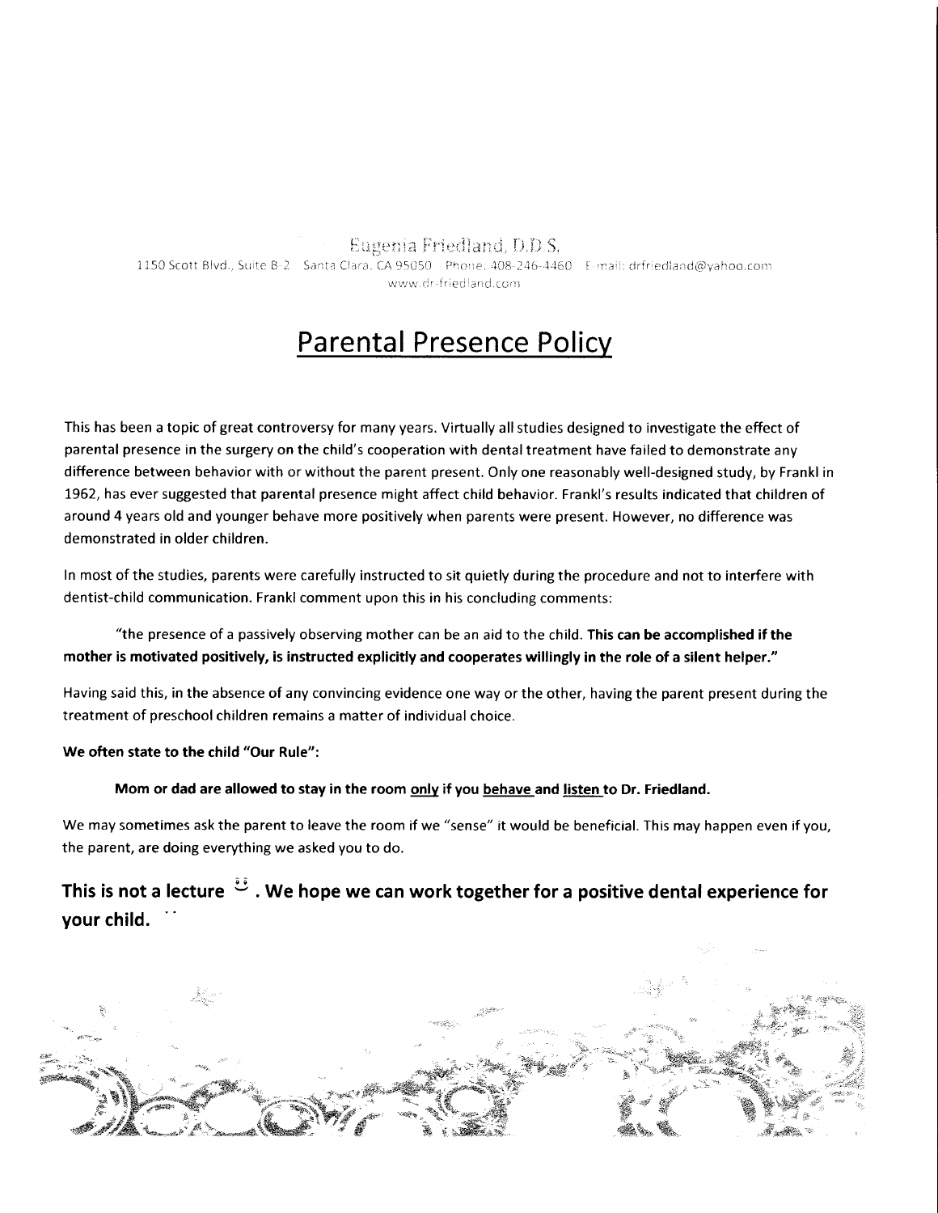Eugenia Friedland, D.D.S.
1150 Scott Blvd., Suite B-2 Santa Clara, CA 95050 Phone: 408-246-4460 E-mail: drfriedland@yahoo.com
www.dr-friedland.com

# Parental Presence Policy

This has been a topic of great controversy for many years. Virtually all studies designed to investigate the effect of parental presence in the surgery on the child's cooperation with dental treatment have failed to demonstrate any difference between behavior with or without the parent present. Only one reasonably well-designed study, by Frankl in 1962, has ever suggested that parental presence might affect child behavior. Frankl's results indicated that children of around 4 years old and younger behave more positively when parents were present. However, no difference was demonstrated in older children.

In most of the studies, parents were carefully instructed to sit quietly during the procedure and not to interfere with dentist-child communication. Frankl comment upon this in his concluding comments:

> "the presence of a passively observing mother can be an aid to the child. **This can be accomplished if the mother is motivated positively, is instructed explicitly and cooperates willingly in the role of a silent helper."**

Having said this, in the absence of any convincing evidence one way or the other, having the parent present during the treatment of preschool children remains a matter of individual choice.

**We often state to the child "Our Rule":**

> **Mom or dad are allowed to stay in the room <u>only</u> if you <u>behave</u> and <u>listen</u> to Dr. Friedland.**

We may sometimes ask the parent to leave the room if we "sense" it would be beneficial. This may happen even if you, the parent, are doing everything we asked you to do.

## This is not a lecture ☺. We hope we can work together for a positive dental experience for your child.